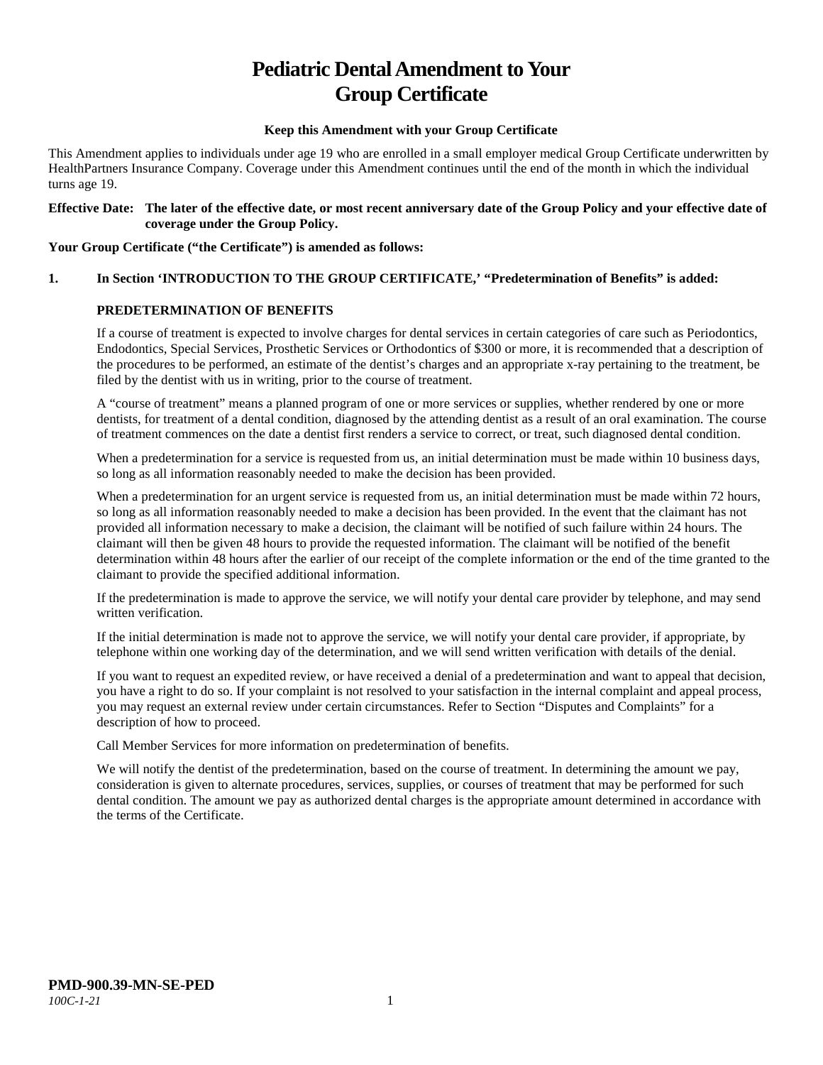# Pediatric Dental Amendment to Your Group Certificate

**Keep this Amendment with your Group Certificate**

This Amendment applies to individuals under age 19 who are enrolled in a small employer medical Group Certificate underwritten by HealthPartners Insurance Company. Coverage under this Amendment continues until the end of the month in which the individual turns age 19.

**Effective Date: The later of the effective date, or most recent anniversary date of the Group Policy and your effective date of coverage under the Group Policy.**

**Your Group Certificate ("the Certificate") is amended as follows:**

**1. In Section 'INTRODUCTION TO THE GROUP CERTIFICATE,' "Predetermination of Benefits" is added:**

**PREDETERMINATION OF BENEFITS**

If a course of treatment is expected to involve charges for dental services in certain categories of care such as Periodontics, Endodontics, Special Services, Prosthetic Services or Orthodontics of $300 or more, it is recommended that a description of the procedures to be performed, an estimate of the dentist's charges and an appropriate x-ray pertaining to the treatment, be filed by the dentist with us in writing, prior to the course of treatment.

A "course of treatment" means a planned program of one or more services or supplies, whether rendered by one or more dentists, for treatment of a dental condition, diagnosed by the attending dentist as a result of an oral examination. The course of treatment commences on the date a dentist first renders a service to correct, or treat, such diagnosed dental condition.

When a predetermination for a service is requested from us, an initial determination must be made within 10 business days, so long as all information reasonably needed to make the decision has been provided.

When a predetermination for an urgent service is requested from us, an initial determination must be made within 72 hours, so long as all information reasonably needed to make a decision has been provided. In the event that the claimant has not provided all information necessary to make a decision, the claimant will be notified of such failure within 24 hours. The claimant will then be given 48 hours to provide the requested information. The claimant will be notified of the benefit determination within 48 hours after the earlier of our receipt of the complete information or the end of the time granted to the claimant to provide the specified additional information.

If the predetermination is made to approve the service, we will notify your dental care provider by telephone, and may send written verification.

If the initial determination is made not to approve the service, we will notify your dental care provider, if appropriate, by telephone within one working day of the determination, and we will send written verification with details of the denial.

If you want to request an expedited review, or have received a denial of a predetermination and want to appeal that decision, you have a right to do so. If your complaint is not resolved to your satisfaction in the internal complaint and appeal process, you may request an external review under certain circumstances. Refer to Section "Disputes and Complaints" for a description of how to proceed.

Call Member Services for more information on predetermination of benefits.

We will notify the dentist of the predetermination, based on the course of treatment. In determining the amount we pay, consideration is given to alternate procedures, services, supplies, or courses of treatment that may be performed for such dental condition. The amount we pay as authorized dental charges is the appropriate amount determined in accordance with the terms of the Certificate.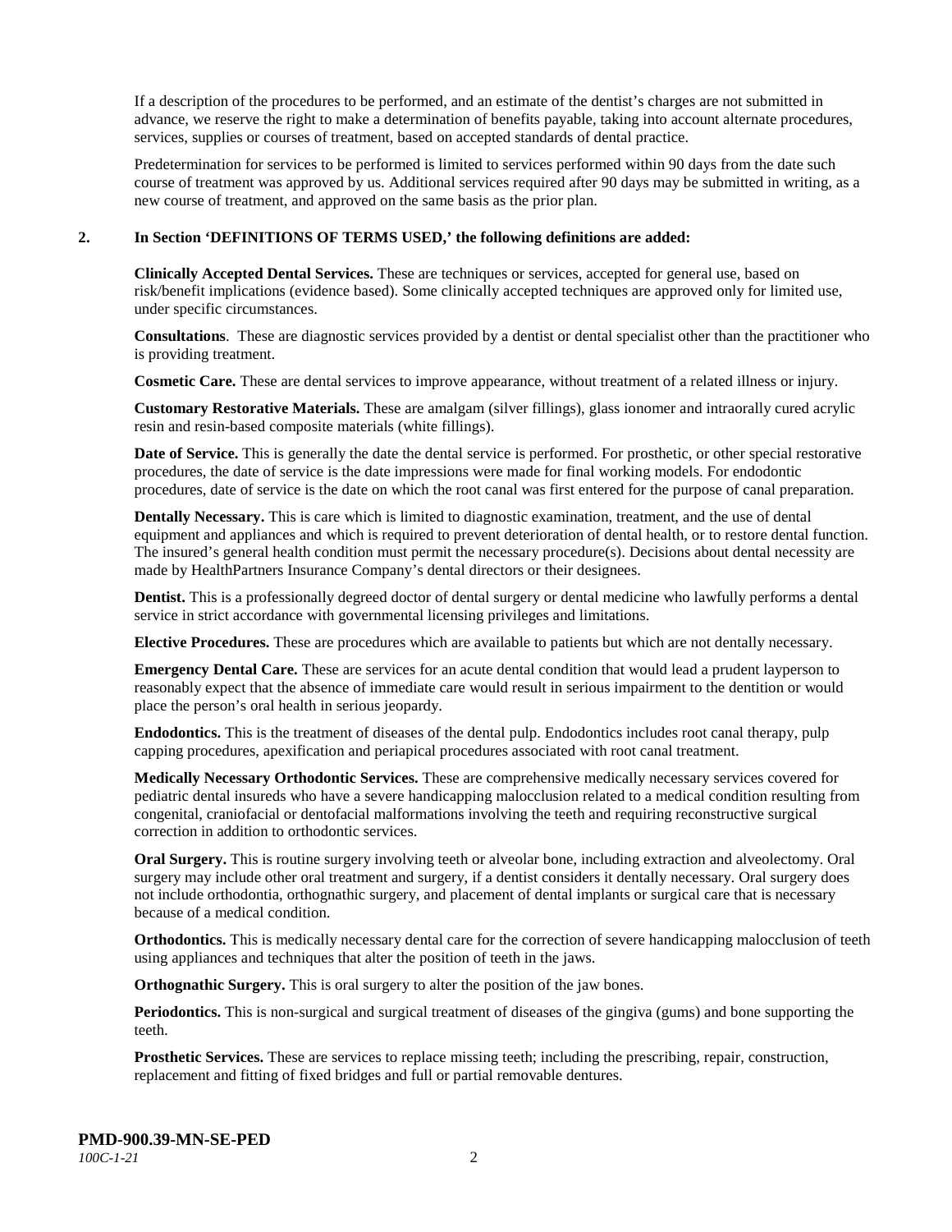If a description of the procedures to be performed, and an estimate of the dentist's charges are not submitted in advance, we reserve the right to make a determination of benefits payable, taking into account alternate procedures, services, supplies or courses of treatment, based on accepted standards of dental practice.

Predetermination for services to be performed is limited to services performed within 90 days from the date such course of treatment was approved by us. Additional services required after 90 days may be submitted in writing, as a new course of treatment, and approved on the same basis as the prior plan.

**2. In Section 'DEFINITIONS OF TERMS USED,' the following definitions are added:**

**Clinically Accepted Dental Services.** These are techniques or services, accepted for general use, based on risk/benefit implications (evidence based). Some clinically accepted techniques are approved only for limited use, under specific circumstances.

**Consultations**. These are diagnostic services provided by a dentist or dental specialist other than the practitioner who is providing treatment.

**Cosmetic Care.** These are dental services to improve appearance, without treatment of a related illness or injury.

**Customary Restorative Materials.** These are amalgam (silver fillings), glass ionomer and intraorally cured acrylic resin and resin-based composite materials (white fillings).

**Date of Service.** This is generally the date the dental service is performed. For prosthetic, or other special restorative procedures, the date of service is the date impressions were made for final working models. For endodontic procedures, date of service is the date on which the root canal was first entered for the purpose of canal preparation.

**Dentally Necessary.** This is care which is limited to diagnostic examination, treatment, and the use of dental equipment and appliances and which is required to prevent deterioration of dental health, or to restore dental function. The insured's general health condition must permit the necessary procedure(s). Decisions about dental necessity are made by HealthPartners Insurance Company's dental directors or their designees.

**Dentist.** This is a professionally degreed doctor of dental surgery or dental medicine who lawfully performs a dental service in strict accordance with governmental licensing privileges and limitations.

**Elective Procedures.** These are procedures which are available to patients but which are not dentally necessary.

**Emergency Dental Care.** These are services for an acute dental condition that would lead a prudent layperson to reasonably expect that the absence of immediate care would result in serious impairment to the dentition or would place the person's oral health in serious jeopardy.

**Endodontics.** This is the treatment of diseases of the dental pulp. Endodontics includes root canal therapy, pulp capping procedures, apexification and periapical procedures associated with root canal treatment.

**Medically Necessary Orthodontic Services.** These are comprehensive medically necessary services covered for pediatric dental insureds who have a severe handicapping malocclusion related to a medical condition resulting from congenital, craniofacial or dentofacial malformations involving the teeth and requiring reconstructive surgical correction in addition to orthodontic services.

**Oral Surgery.** This is routine surgery involving teeth or alveolar bone, including extraction and alveolectomy. Oral surgery may include other oral treatment and surgery, if a dentist considers it dentally necessary. Oral surgery does not include orthodontia, orthognathic surgery, and placement of dental implants or surgical care that is necessary because of a medical condition.

**Orthodontics.** This is medically necessary dental care for the correction of severe handicapping malocclusion of teeth using appliances and techniques that alter the position of teeth in the jaws.

**Orthognathic Surgery.** This is oral surgery to alter the position of the jaw bones.

**Periodontics.** This is non-surgical and surgical treatment of diseases of the gingiva (gums) and bone supporting the teeth.

**Prosthetic Services.** These are services to replace missing teeth; including the prescribing, repair, construction, replacement and fitting of fixed bridges and full or partial removable dentures.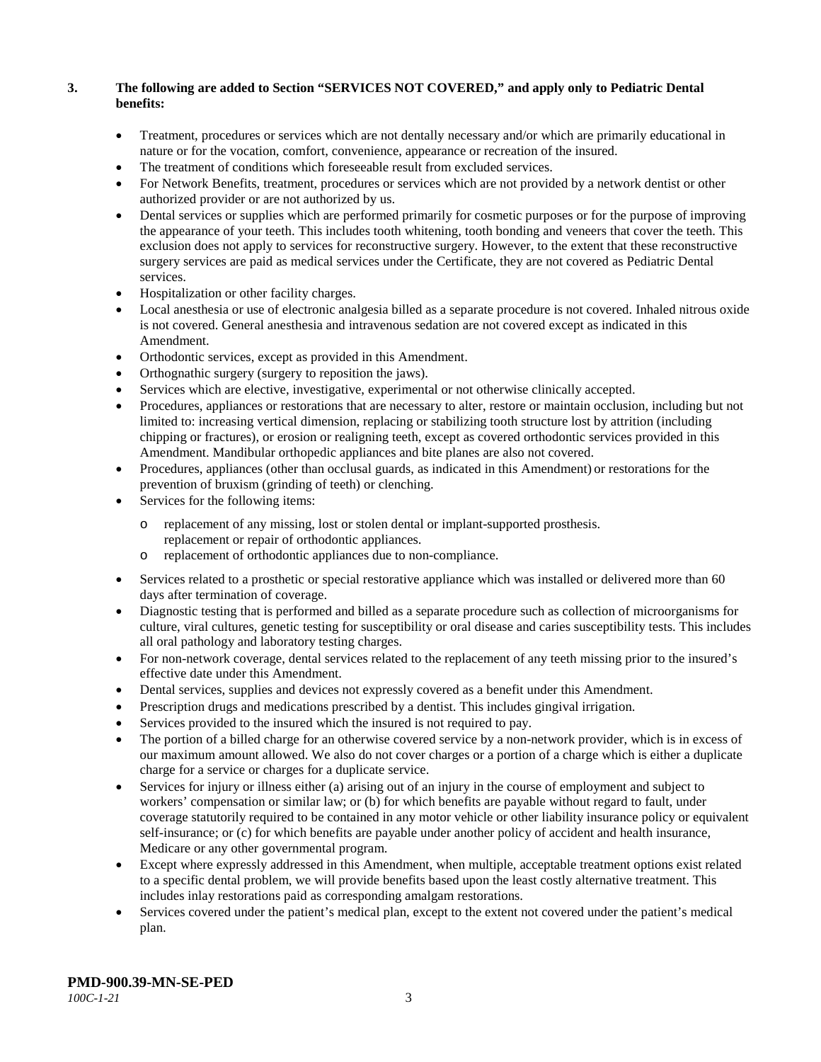**3. The following are added to Section "SERVICES NOT COVERED," and apply only to Pediatric Dental benefits:**

- Treatment, procedures or services which are not dentally necessary and/or which are primarily educational in nature or for the vocation, comfort, convenience, appearance or recreation of the insured.
- The treatment of conditions which foreseeable result from excluded services.
- For Network Benefits, treatment, procedures or services which are not provided by a network dentist or other authorized provider or are not authorized by us.
- Dental services or supplies which are performed primarily for cosmetic purposes or for the purpose of improving the appearance of your teeth. This includes tooth whitening, tooth bonding and veneers that cover the teeth. This exclusion does not apply to services for reconstructive surgery. However, to the extent that these reconstructive surgery services are paid as medical services under the Certificate, they are not covered as Pediatric Dental services.
- Hospitalization or other facility charges.
- Local anesthesia or use of electronic analgesia billed as a separate procedure is not covered. Inhaled nitrous oxide is not covered. General anesthesia and intravenous sedation are not covered except as indicated in this Amendment.
- Orthodontic services, except as provided in this Amendment.
- Orthognathic surgery (surgery to reposition the jaws).
- Services which are elective, investigative, experimental or not otherwise clinically accepted.
- Procedures, appliances or restorations that are necessary to alter, restore or maintain occlusion, including but not limited to: increasing vertical dimension, replacing or stabilizing tooth structure lost by attrition (including chipping or fractures), or erosion or realigning teeth, except as covered orthodontic services provided in this Amendment. Mandibular orthopedic appliances and bite planes are also not covered.
- Procedures, appliances (other than occlusal guards, as indicated in this Amendment) or restorations for the prevention of bruxism (grinding of teeth) or clenching.
- Services for the following items:
  - replacement of any missing, lost or stolen dental or implant-supported prosthesis. replacement or repair of orthodontic appliances.
  - replacement of orthodontic appliances due to non-compliance.
- Services related to a prosthetic or special restorative appliance which was installed or delivered more than 60 days after termination of coverage.
- Diagnostic testing that is performed and billed as a separate procedure such as collection of microorganisms for culture, viral cultures, genetic testing for susceptibility or oral disease and caries susceptibility tests. This includes all oral pathology and laboratory testing charges.
- For non-network coverage, dental services related to the replacement of any teeth missing prior to the insured's effective date under this Amendment.
- Dental services, supplies and devices not expressly covered as a benefit under this Amendment.
- Prescription drugs and medications prescribed by a dentist. This includes gingival irrigation.
- Services provided to the insured which the insured is not required to pay.
- The portion of a billed charge for an otherwise covered service by a non-network provider, which is in excess of our maximum amount allowed. We also do not cover charges or a portion of a charge which is either a duplicate charge for a service or charges for a duplicate service.
- Services for injury or illness either (a) arising out of an injury in the course of employment and subject to workers' compensation or similar law; or (b) for which benefits are payable without regard to fault, under coverage statutorily required to be contained in any motor vehicle or other liability insurance policy or equivalent self-insurance; or (c) for which benefits are payable under another policy of accident and health insurance, Medicare or any other governmental program.
- Except where expressly addressed in this Amendment, when multiple, acceptable treatment options exist related to a specific dental problem, we will provide benefits based upon the least costly alternative treatment. This includes inlay restorations paid as corresponding amalgam restorations.
- Services covered under the patient's medical plan, except to the extent not covered under the patient's medical plan.

**PMD-900.39-MN-SE-PED**
*100C-1-21*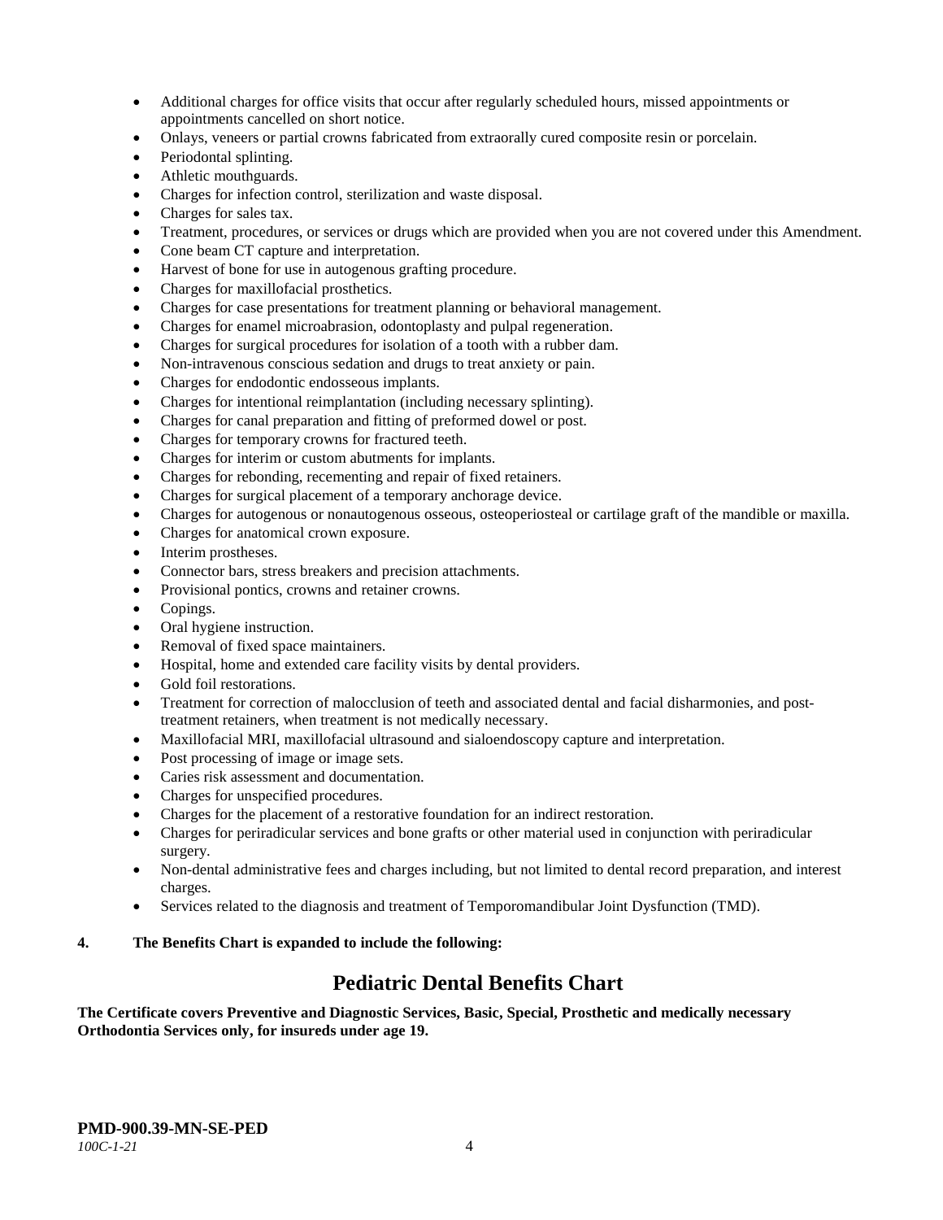- Additional charges for office visits that occur after regularly scheduled hours, missed appointments or appointments cancelled on short notice.
- Onlays, veneers or partial crowns fabricated from extraorally cured composite resin or porcelain.
- Periodontal splinting.
- Athletic mouthguards.
- Charges for infection control, sterilization and waste disposal.
- Charges for sales tax.
- Treatment, procedures, or services or drugs which are provided when you are not covered under this Amendment.
- Cone beam CT capture and interpretation.
- Harvest of bone for use in autogenous grafting procedure.
- Charges for maxillofacial prosthetics.
- Charges for case presentations for treatment planning or behavioral management.
- Charges for enamel microabrasion, odontoplasty and pulpal regeneration.
- Charges for surgical procedures for isolation of a tooth with a rubber dam.
- Non-intravenous conscious sedation and drugs to treat anxiety or pain.
- Charges for endodontic endosseous implants.
- Charges for intentional reimplantation (including necessary splinting).
- Charges for canal preparation and fitting of preformed dowel or post.
- Charges for temporary crowns for fractured teeth.
- Charges for interim or custom abutments for implants.
- Charges for rebonding, recementing and repair of fixed retainers.
- Charges for surgical placement of a temporary anchorage device.
- Charges for autogenous or nonautogenous osseous, osteoperiosteal or cartilage graft of the mandible or maxilla.
- Charges for anatomical crown exposure.
- Interim prostheses.
- Connector bars, stress breakers and precision attachments.
- Provisional pontics, crowns and retainer crowns.
- Copings.
- Oral hygiene instruction.
- Removal of fixed space maintainers.
- Hospital, home and extended care facility visits by dental providers.
- Gold foil restorations.
- Treatment for correction of malocclusion of teeth and associated dental and facial disharmonies, and post-treatment retainers, when treatment is not medically necessary.
- Maxillofacial MRI, maxillofacial ultrasound and sialoendoscopy capture and interpretation.
- Post processing of image or image sets.
- Caries risk assessment and documentation.
- Charges for unspecified procedures.
- Charges for the placement of a restorative foundation for an indirect restoration.
- Charges for periradicular services and bone grafts or other material used in conjunction with periradicular surgery.
- Non-dental administrative fees and charges including, but not limited to dental record preparation, and interest charges.
- Services related to the diagnosis and treatment of Temporomandibular Joint Dysfunction (TMD).

**4. The Benefits Chart is expanded to include the following:**

## Pediatric Dental Benefits Chart

**The Certificate covers Preventive and Diagnostic Services, Basic, Special, Prosthetic and medically necessary Orthodontia Services only, for insureds under age 19.**

**PMD-900.39-MN-SE-PED**
*100C-1-21*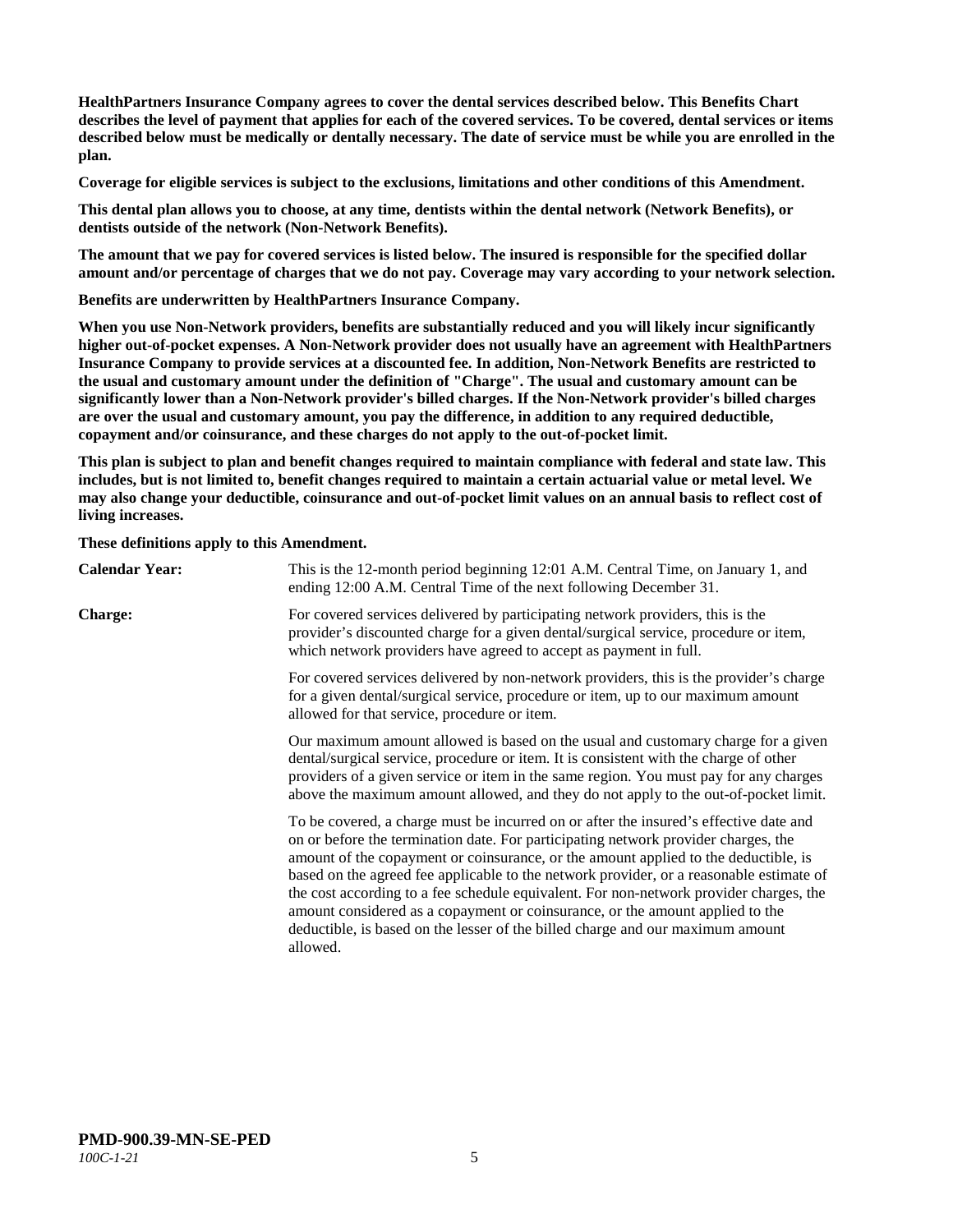**HealthPartners Insurance Company agrees to cover the dental services described below. This Benefits Chart describes the level of payment that applies for each of the covered services. To be covered, dental services or items described below must be medically or dentally necessary. The date of service must be while you are enrolled in the plan.**

**Coverage for eligible services is subject to the exclusions, limitations and other conditions of this Amendment.**

**This dental plan allows you to choose, at any time, dentists within the dental network (Network Benefits), or dentists outside of the network (Non-Network Benefits).**

**The amount that we pay for covered services is listed below. The insured is responsible for the specified dollar amount and/or percentage of charges that we do not pay. Coverage may vary according to your network selection.**

**Benefits are underwritten by HealthPartners Insurance Company.**

**When you use Non-Network providers, benefits are substantially reduced and you will likely incur significantly higher out-of-pocket expenses. A Non-Network provider does not usually have an agreement with HealthPartners Insurance Company to provide services at a discounted fee. In addition, Non-Network Benefits are restricted to the usual and customary amount under the definition of "Charge". The usual and customary amount can be significantly lower than a Non-Network provider's billed charges. If the Non-Network provider's billed charges are over the usual and customary amount, you pay the difference, in addition to any required deductible, copayment and/or coinsurance, and these charges do not apply to the out-of-pocket limit.**

**This plan is subject to plan and benefit changes required to maintain compliance with federal and state law. This includes, but is not limited to, benefit changes required to maintain a certain actuarial value or metal level. We may also change your deductible, coinsurance and out-of-pocket limit values on an annual basis to reflect cost of living increases.**

**These definitions apply to this Amendment.**

**Calendar Year:** This is the 12-month period beginning 12:01 A.M. Central Time, on January 1, and ending 12:00 A.M. Central Time of the next following December 31.

**Charge:** For covered services delivered by participating network providers, this is the provider's discounted charge for a given dental/surgical service, procedure or item, which network providers have agreed to accept as payment in full.

For covered services delivered by non-network providers, this is the provider's charge for a given dental/surgical service, procedure or item, up to our maximum amount allowed for that service, procedure or item.

Our maximum amount allowed is based on the usual and customary charge for a given dental/surgical service, procedure or item. It is consistent with the charge of other providers of a given service or item in the same region. You must pay for any charges above the maximum amount allowed, and they do not apply to the out-of-pocket limit.

To be covered, a charge must be incurred on or after the insured's effective date and on or before the termination date. For participating network provider charges, the amount of the copayment or coinsurance, or the amount applied to the deductible, is based on the agreed fee applicable to the network provider, or a reasonable estimate of the cost according to a fee schedule equivalent. For non-network provider charges, the amount considered as a copayment or coinsurance, or the amount applied to the deductible, is based on the lesser of the billed charge and our maximum amount allowed.

**PMD-900.39-MN-SE-PED**
*100C-1-21*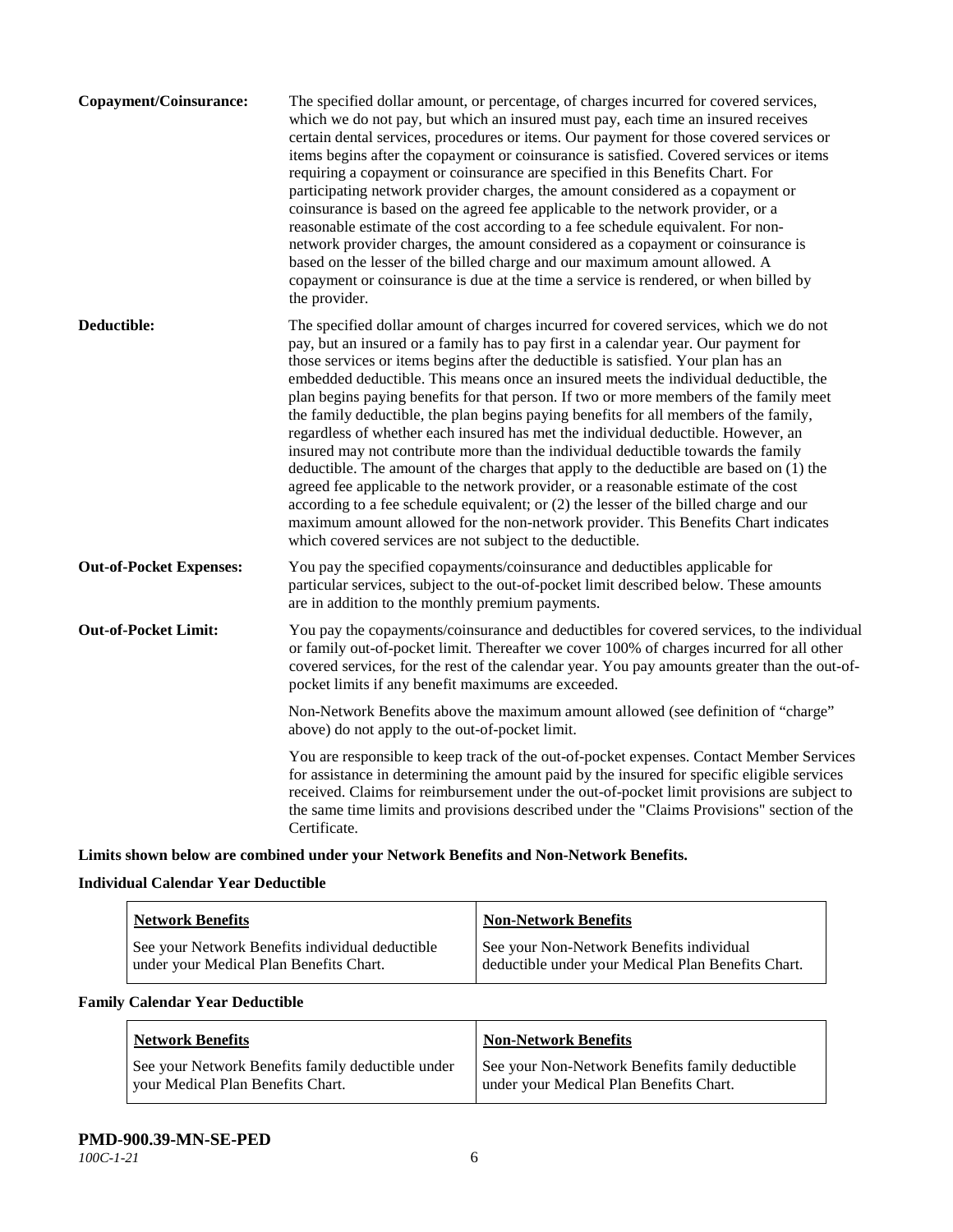**Copayment/Coinsurance:** The specified dollar amount, or percentage, of charges incurred for covered services, which we do not pay, but which an insured must pay, each time an insured receives certain dental services, procedures or items. Our payment for those covered services or items begins after the copayment or coinsurance is satisfied. Covered services or items requiring a copayment or coinsurance are specified in this Benefits Chart. For participating network provider charges, the amount considered as a copayment or coinsurance is based on the agreed fee applicable to the network provider, or a reasonable estimate of the cost according to a fee schedule equivalent. For non-network provider charges, the amount considered as a copayment or coinsurance is based on the lesser of the billed charge and our maximum amount allowed. A copayment or coinsurance is due at the time a service is rendered, or when billed by the provider.

**Deductible:** The specified dollar amount of charges incurred for covered services, which we do not pay, but an insured or a family has to pay first in a calendar year. Our payment for those services or items begins after the deductible is satisfied. Your plan has an embedded deductible. This means once an insured meets the individual deductible, the plan begins paying benefits for that person. If two or more members of the family meet the family deductible, the plan begins paying benefits for all members of the family, regardless of whether each insured has met the individual deductible. However, an insured may not contribute more than the individual deductible towards the family deductible. The amount of the charges that apply to the deductible are based on (1) the agreed fee applicable to the network provider, or a reasonable estimate of the cost according to a fee schedule equivalent; or (2) the lesser of the billed charge and our maximum amount allowed for the non-network provider. This Benefits Chart indicates which covered services are not subject to the deductible.

**Out-of-Pocket Expenses:** You pay the specified copayments/coinsurance and deductibles applicable for particular services, subject to the out-of-pocket limit described below. These amounts are in addition to the monthly premium payments.

**Out-of-Pocket Limit:** You pay the copayments/coinsurance and deductibles for covered services, to the individual or family out-of-pocket limit. Thereafter we cover 100% of charges incurred for all other covered services, for the rest of the calendar year. You pay amounts greater than the out-of-pocket limits if any benefit maximums are exceeded.

Non-Network Benefits above the maximum amount allowed (see definition of "charge" above) do not apply to the out-of-pocket limit.

You are responsible to keep track of the out-of-pocket expenses. Contact Member Services for assistance in determining the amount paid by the insured for specific eligible services received. Claims for reimbursement under the out-of-pocket limit provisions are subject to the same time limits and provisions described under the "Claims Provisions" section of the Certificate.

**Limits shown below are combined under your Network Benefits and Non-Network Benefits.**

**Individual Calendar Year Deductible**

| Network Benefits | Non-Network Benefits |
|---|---|
| See your Network Benefits individual deductible under your Medical Plan Benefits Chart. | See your Non-Network Benefits individual deductible under your Medical Plan Benefits Chart. |

**Family Calendar Year Deductible**

| Network Benefits | Non-Network Benefits |
|---|---|
| See your Network Benefits family deductible under your Medical Plan Benefits Chart. | See your Non-Network Benefits family deductible under your Medical Plan Benefits Chart. |

**PMD-900.39-MN-SE-PED**
*100C-1-21*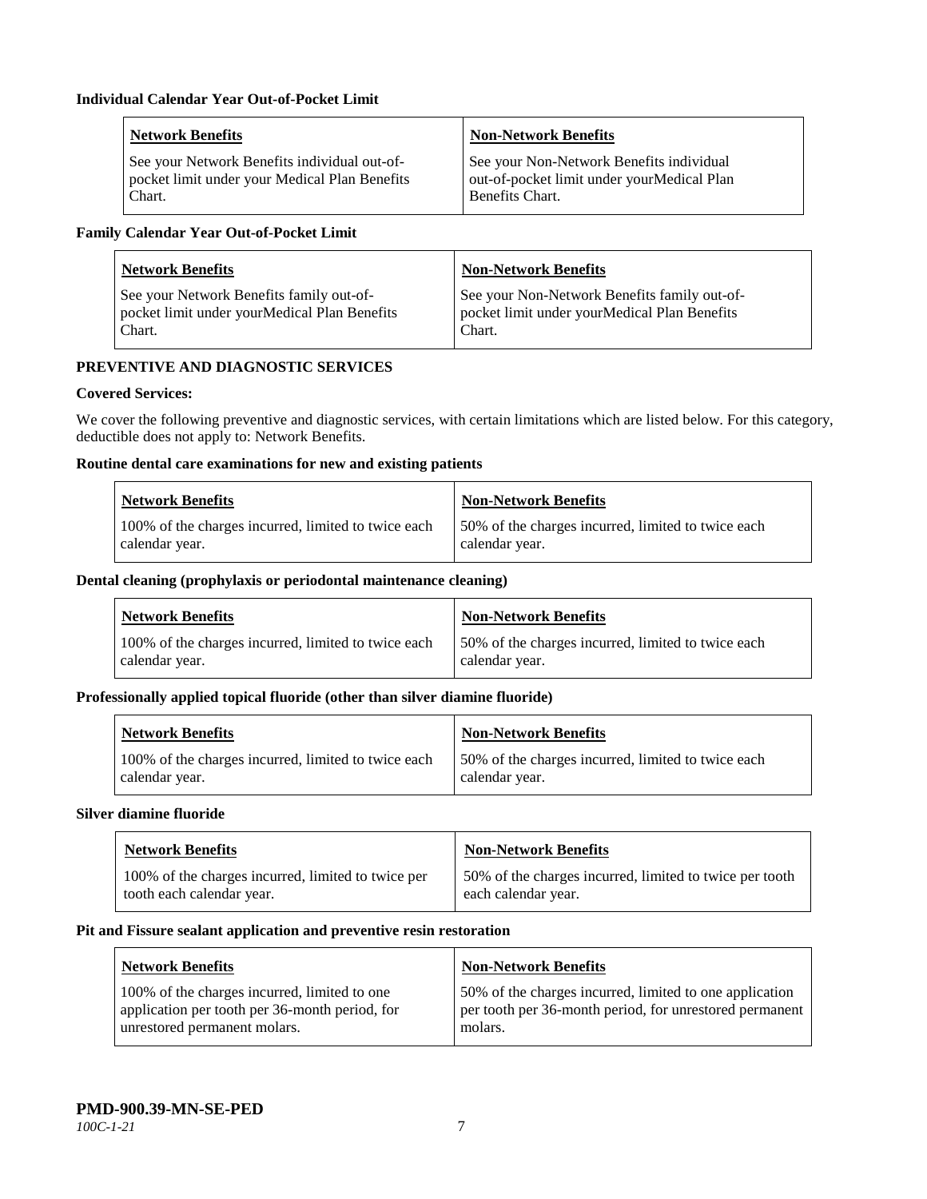**Individual Calendar Year Out-of-Pocket Limit**

| Network Benefits | Non-Network Benefits |
| --- | --- |
| See your Network Benefits individual out-of-pocket limit under your Medical Plan Benefits Chart. | See your Non-Network Benefits individual out-of-pocket limit under yourMedical Plan Benefits Chart. |

**Family Calendar Year Out-of-Pocket Limit**

| Network Benefits | Non-Network Benefits |
| --- | --- |
| See your Network Benefits family out-of-pocket limit under yourMedical Plan Benefits Chart. | See your Non-Network Benefits family out-of-pocket limit under yourMedical Plan Benefits Chart. |

**PREVENTIVE AND DIAGNOSTIC SERVICES**

**Covered Services:**

We cover the following preventive and diagnostic services, with certain limitations which are listed below. For this category, deductible does not apply to: Network Benefits.

**Routine dental care examinations for new and existing patients**

| Network Benefits | Non-Network Benefits |
| --- | --- |
| 100% of the charges incurred, limited to twice each calendar year. | 50% of the charges incurred, limited to twice each calendar year. |

**Dental cleaning (prophylaxis or periodontal maintenance cleaning)**

| Network Benefits | Non-Network Benefits |
| --- | --- |
| 100% of the charges incurred, limited to twice each calendar year. | 50% of the charges incurred, limited to twice each calendar year. |

**Professionally applied topical fluoride (other than silver diamine fluoride)**

| Network Benefits | Non-Network Benefits |
| --- | --- |
| 100% of the charges incurred, limited to twice each calendar year. | 50% of the charges incurred, limited to twice each calendar year. |

**Silver diamine fluoride**

| Network Benefits | Non-Network Benefits |
| --- | --- |
| 100% of the charges incurred, limited to twice per tooth each calendar year. | 50% of the charges incurred, limited to twice per tooth each calendar year. |

**Pit and Fissure sealant application and preventive resin restoration**

| Network Benefits | Non-Network Benefits |
| --- | --- |
| 100% of the charges incurred, limited to one application per tooth per 36-month period, for unrestored permanent molars. | 50% of the charges incurred, limited to one application per tooth per 36-month period, for unrestored permanent molars. |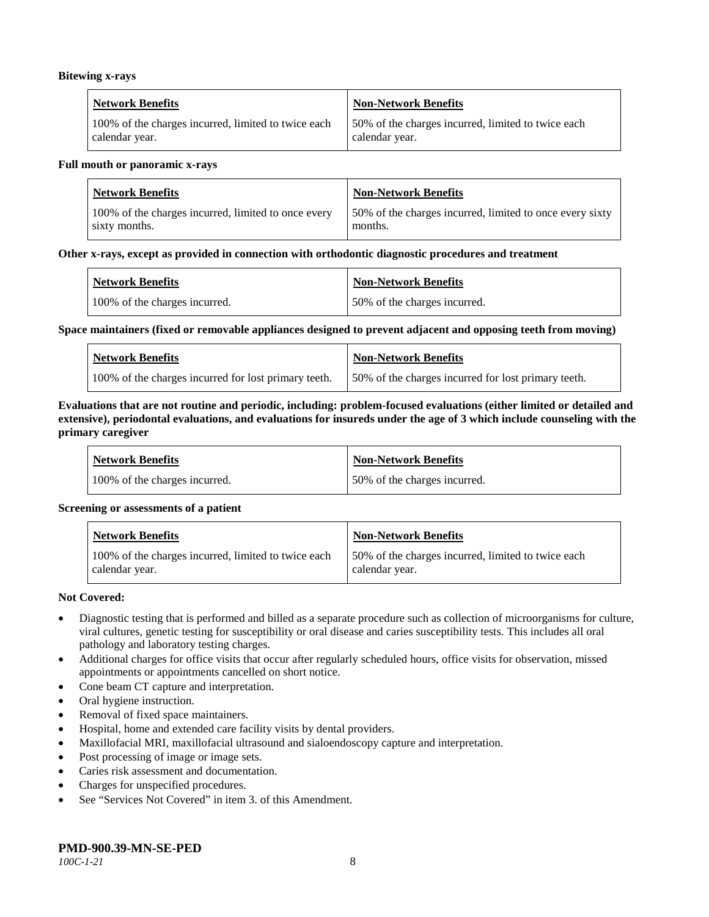**Bitewing x-rays**

| Network Benefits | Non-Network Benefits |
| --- | --- |
| 100% of the charges incurred, limited to twice each calendar year. | 50% of the charges incurred, limited to twice each calendar year. |

**Full mouth or panoramic x-rays**

| Network Benefits | Non-Network Benefits |
| --- | --- |
| 100% of the charges incurred, limited to once every sixty months. | 50% of the charges incurred, limited to once every sixty months. |

**Other x-rays, except as provided in connection with orthodontic diagnostic procedures and treatment**

| Network Benefits | Non-Network Benefits |
| --- | --- |
| 100% of the charges incurred. | 50% of the charges incurred. |

**Space maintainers (fixed or removable appliances designed to prevent adjacent and opposing teeth from moving)**

| Network Benefits | Non-Network Benefits |
| --- | --- |
| 100% of the charges incurred for lost primary teeth. | 50% of the charges incurred for lost primary teeth. |

**Evaluations that are not routine and periodic, including: problem-focused evaluations (either limited or detailed and extensive), periodontal evaluations, and evaluations for insureds under the age of 3 which include counseling with the primary caregiver**

| Network Benefits | Non-Network Benefits |
| --- | --- |
| 100% of the charges incurred. | 50% of the charges incurred. |

**Screening or assessments of a patient**

| Network Benefits | Non-Network Benefits |
| --- | --- |
| 100% of the charges incurred, limited to twice each calendar year. | 50% of the charges incurred, limited to twice each calendar year. |

**Not Covered:**

- Diagnostic testing that is performed and billed as a separate procedure such as collection of microorganisms for culture, viral cultures, genetic testing for susceptibility or oral disease and caries susceptibility tests. This includes all oral pathology and laboratory testing charges.
- Additional charges for office visits that occur after regularly scheduled hours, office visits for observation, missed appointments or appointments cancelled on short notice.
- Cone beam CT capture and interpretation.
- Oral hygiene instruction.
- Removal of fixed space maintainers.
- Hospital, home and extended care facility visits by dental providers.
- Maxillofacial MRI, maxillofacial ultrasound and sialoendoscopy capture and interpretation.
- Post processing of image or image sets.
- Caries risk assessment and documentation.
- Charges for unspecified procedures.
- See "Services Not Covered" in item 3. of this Amendment.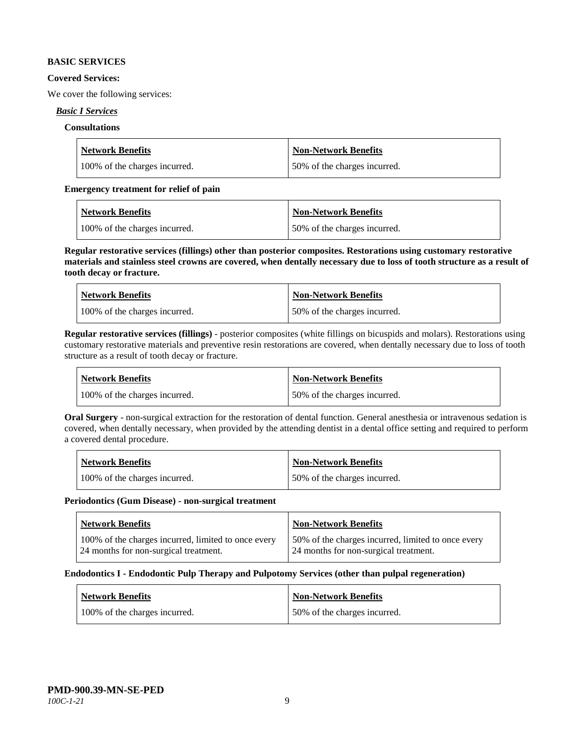**BASIC SERVICES**

**Covered Services:**

We cover the following services:

***Basic I Services***

**Consultations**

| Network Benefits | Non-Network Benefits |
|---|---|
| 100% of the charges incurred. | 50% of the charges incurred. |

**Emergency treatment for relief of pain**

| Network Benefits | Non-Network Benefits |
|---|---|
| 100% of the charges incurred. | 50% of the charges incurred. |

**Regular restorative services (fillings) other than posterior composites. Restorations using customary restorative materials and stainless steel crowns are covered, when dentally necessary due to loss of tooth structure as a result of tooth decay or fracture.**

| Network Benefits | Non-Network Benefits |
|---|---|
| 100% of the charges incurred. | 50% of the charges incurred. |

**Regular restorative services (fillings)** - posterior composites (white fillings on bicuspids and molars). Restorations using customary restorative materials and preventive resin restorations are covered, when dentally necessary due to loss of tooth structure as a result of tooth decay or fracture.

| Network Benefits | Non-Network Benefits |
|---|---|
| 100% of the charges incurred. | 50% of the charges incurred. |

**Oral Surgery** - non-surgical extraction for the restoration of dental function. General anesthesia or intravenous sedation is covered, when dentally necessary, when provided by the attending dentist in a dental office setting and required to perform a covered dental procedure.

| Network Benefits | Non-Network Benefits |
|---|---|
| 100% of the charges incurred. | 50% of the charges incurred. |

**Periodontics (Gum Disease) - non-surgical treatment**

| Network Benefits | Non-Network Benefits |
|---|---|
| 100% of the charges incurred, limited to once every 24 months for non-surgical treatment. | 50% of the charges incurred, limited to once every 24 months for non-surgical treatment. |

**Endodontics I - Endodontic Pulp Therapy and Pulpotomy Services (other than pulpal regeneration)**

| Network Benefits | Non-Network Benefits |
|---|---|
| 100% of the charges incurred. | 50% of the charges incurred. |

**PMD-900.39-MN-SE-PED**
*100C-1-21*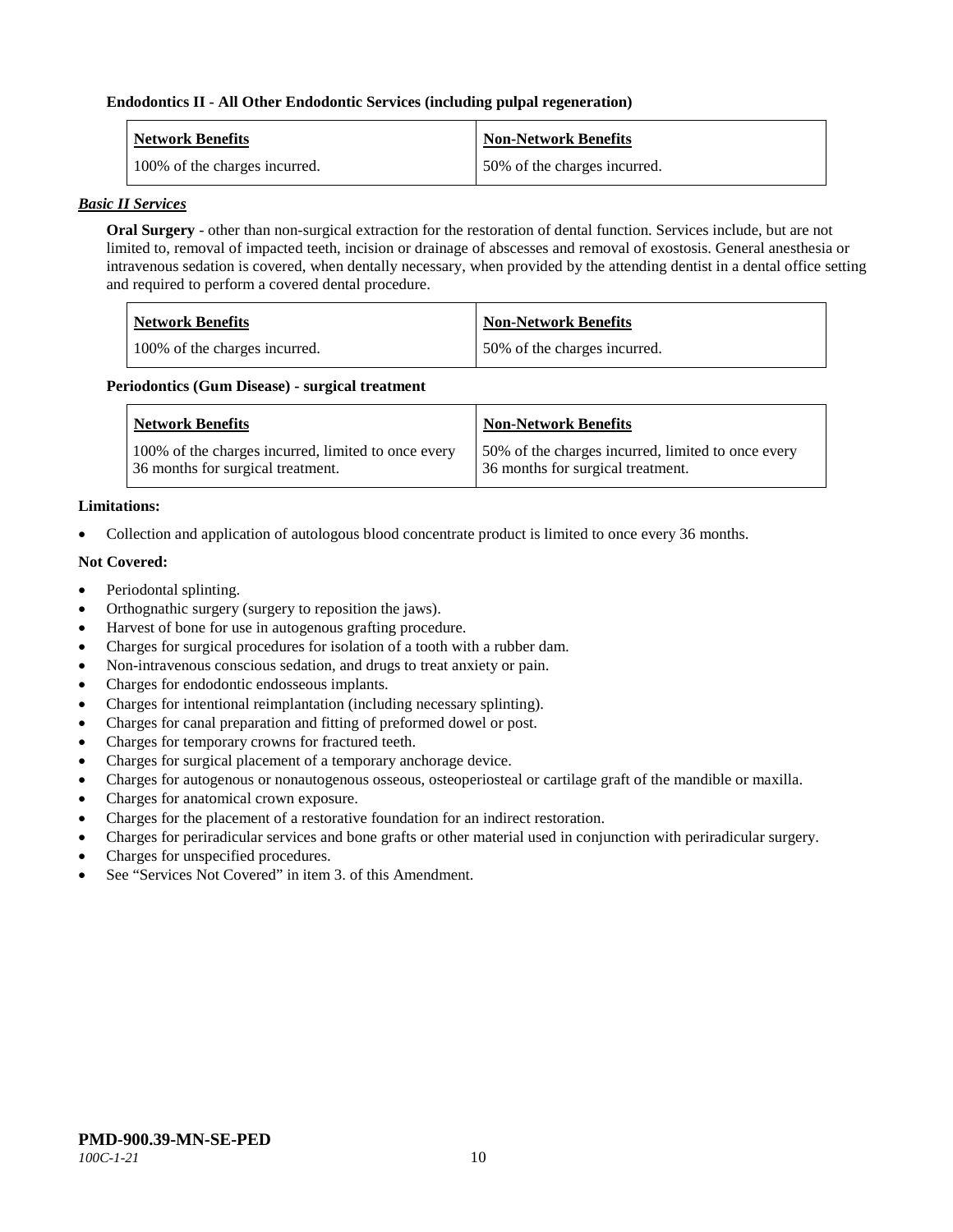**Endodontics II - All Other Endodontic Services (including pulpal regeneration)**

| Network Benefits | Non-Network Benefits |
| --- | --- |
| 100% of the charges incurred. | 50% of the charges incurred. |

***Basic II Services***

**Oral Surgery** - other than non-surgical extraction for the restoration of dental function. Services include, but are not limited to, removal of impacted teeth, incision or drainage of abscesses and removal of exostosis. General anesthesia or intravenous sedation is covered, when dentally necessary, when provided by the attending dentist in a dental office setting and required to perform a covered dental procedure.

| Network Benefits | Non-Network Benefits |
| --- | --- |
| 100% of the charges incurred. | 50% of the charges incurred. |

**Periodontics (Gum Disease) - surgical treatment**

| Network Benefits | Non-Network Benefits |
| --- | --- |
| 100% of the charges incurred, limited to once every 36 months for surgical treatment. | 50% of the charges incurred, limited to once every 36 months for surgical treatment. |

**Limitations:**

- Collection and application of autologous blood concentrate product is limited to once every 36 months.

**Not Covered:**

- Periodontal splinting.
- Orthognathic surgery (surgery to reposition the jaws).
- Harvest of bone for use in autogenous grafting procedure.
- Charges for surgical procedures for isolation of a tooth with a rubber dam.
- Non-intravenous conscious sedation, and drugs to treat anxiety or pain.
- Charges for endodontic endosseous implants.
- Charges for intentional reimplantation (including necessary splinting).
- Charges for canal preparation and fitting of preformed dowel or post.
- Charges for temporary crowns for fractured teeth.
- Charges for surgical placement of a temporary anchorage device.
- Charges for autogenous or nonautogenous osseous, osteoperiosteal or cartilage graft of the mandible or maxilla.
- Charges for anatomical crown exposure.
- Charges for the placement of a restorative foundation for an indirect restoration.
- Charges for periradicular services and bone grafts or other material used in conjunction with periradicular surgery.
- Charges for unspecified procedures.
- See "Services Not Covered" in item 3. of this Amendment.

**PMD-900.39-MN-SE-PED**
*100C-1-21*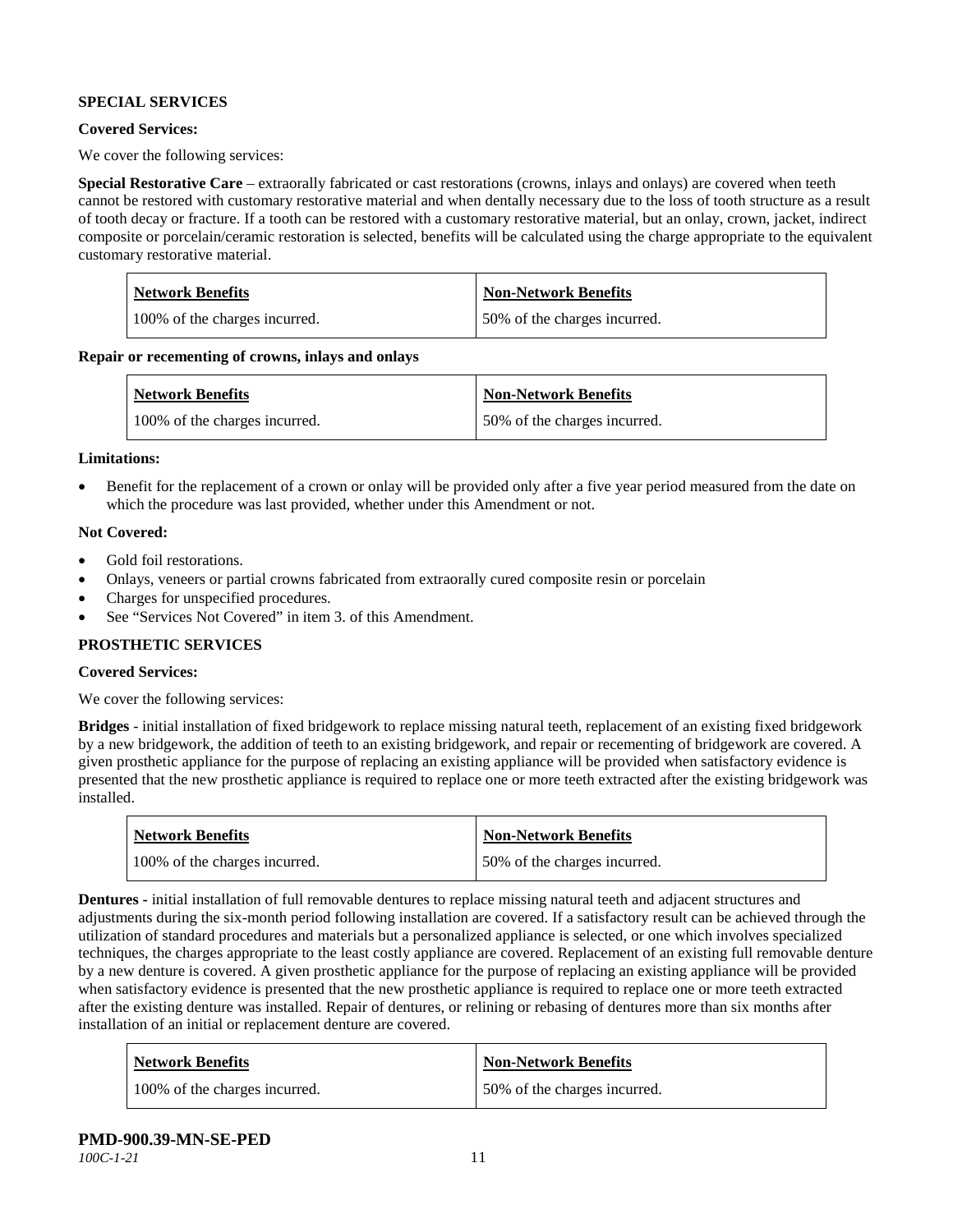**SPECIAL SERVICES**

**Covered Services:**

We cover the following services:

**Special Restorative Care** – extraorally fabricated or cast restorations (crowns, inlays and onlays) are covered when teeth cannot be restored with customary restorative material and when dentally necessary due to the loss of tooth structure as a result of tooth decay or fracture. If a tooth can be restored with a customary restorative material, but an onlay, crown, jacket, indirect composite or porcelain/ceramic restoration is selected, benefits will be calculated using the charge appropriate to the equivalent customary restorative material.

| Network Benefits | Non-Network Benefits |
|---|---|
| 100% of the charges incurred. | 50% of the charges incurred. |

**Repair or recementing of crowns, inlays and onlays**

| Network Benefits | Non-Network Benefits |
|---|---|
| 100% of the charges incurred. | 50% of the charges incurred. |

**Limitations:**

- Benefit for the replacement of a crown or onlay will be provided only after a five year period measured from the date on which the procedure was last provided, whether under this Amendment or not.

**Not Covered:**

- Gold foil restorations.
- Onlays, veneers or partial crowns fabricated from extraorally cured composite resin or porcelain
- Charges for unspecified procedures.
- See "Services Not Covered" in item 3. of this Amendment.

**PROSTHETIC SERVICES**

**Covered Services:**

We cover the following services:

**Bridges** - initial installation of fixed bridgework to replace missing natural teeth, replacement of an existing fixed bridgework by a new bridgework, the addition of teeth to an existing bridgework, and repair or recementing of bridgework are covered. A given prosthetic appliance for the purpose of replacing an existing appliance will be provided when satisfactory evidence is presented that the new prosthetic appliance is required to replace one or more teeth extracted after the existing bridgework was installed.

| Network Benefits | Non-Network Benefits |
|---|---|
| 100% of the charges incurred. | 50% of the charges incurred. |

**Dentures -** initial installation of full removable dentures to replace missing natural teeth and adjacent structures and adjustments during the six-month period following installation are covered. If a satisfactory result can be achieved through the utilization of standard procedures and materials but a personalized appliance is selected, or one which involves specialized techniques, the charges appropriate to the least costly appliance are covered. Replacement of an existing full removable denture by a new denture is covered. A given prosthetic appliance for the purpose of replacing an existing appliance will be provided when satisfactory evidence is presented that the new prosthetic appliance is required to replace one or more teeth extracted after the existing denture was installed. Repair of dentures, or relining or rebasing of dentures more than six months after installation of an initial or replacement denture are covered.

| Network Benefits | Non-Network Benefits |
|---|---|
| 100% of the charges incurred. | 50% of the charges incurred. |

**PMD-900.39-MN-SE-PED**
*100C-1-21*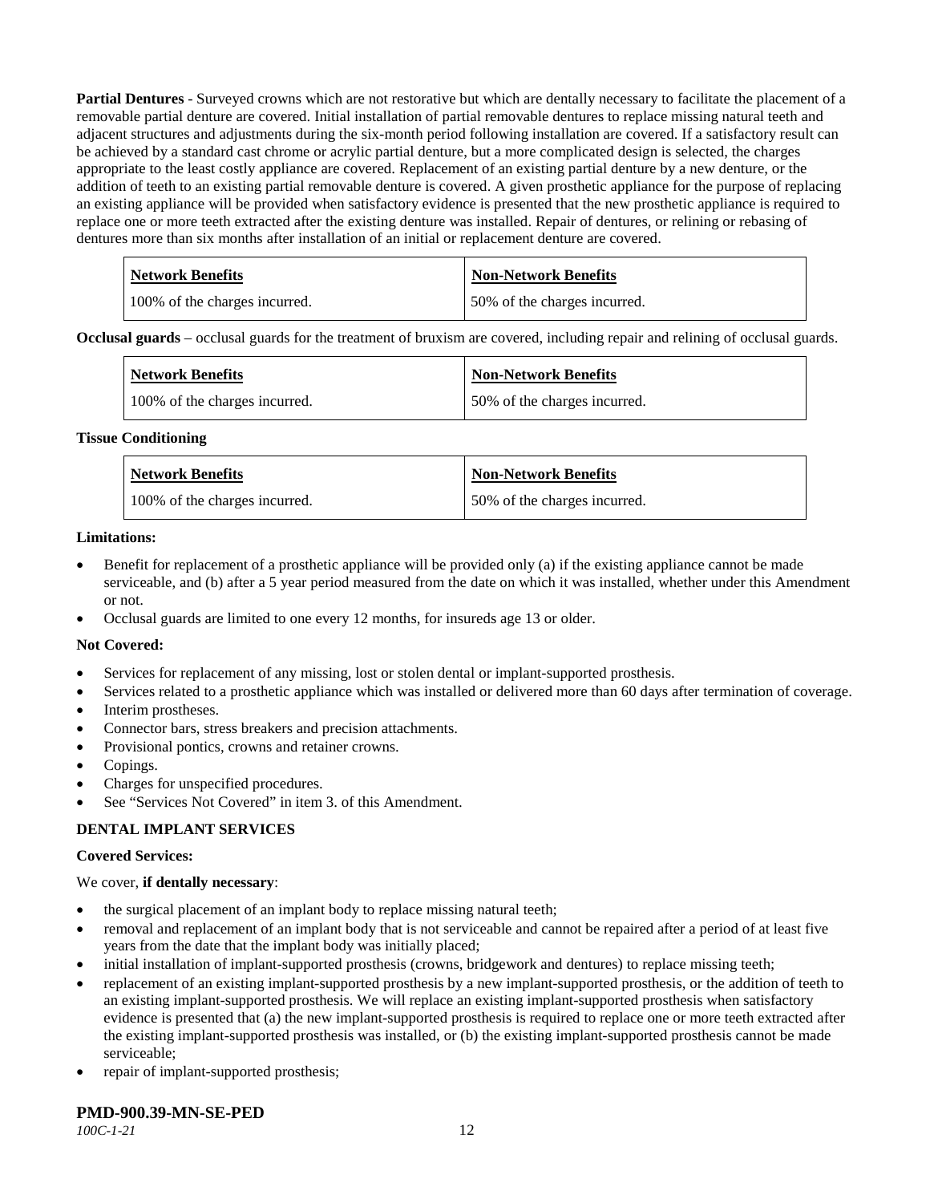**Partial Dentures** - Surveyed crowns which are not restorative but which are dentally necessary to facilitate the placement of a removable partial denture are covered. Initial installation of partial removable dentures to replace missing natural teeth and adjacent structures and adjustments during the six-month period following installation are covered. If a satisfactory result can be achieved by a standard cast chrome or acrylic partial denture, but a more complicated design is selected, the charges appropriate to the least costly appliance are covered. Replacement of an existing partial denture by a new denture, or the addition of teeth to an existing partial removable denture is covered. A given prosthetic appliance for the purpose of replacing an existing appliance will be provided when satisfactory evidence is presented that the new prosthetic appliance is required to replace one or more teeth extracted after the existing denture was installed. Repair of dentures, or relining or rebasing of dentures more than six months after installation of an initial or replacement denture are covered.

| Network Benefits | Non-Network Benefits |
|---|---|
| 100% of the charges incurred. | 50% of the charges incurred. |

**Occlusal guards** – occlusal guards for the treatment of bruxism are covered, including repair and relining of occlusal guards.

| Network Benefits | Non-Network Benefits |
|---|---|
| 100% of the charges incurred. | 50% of the charges incurred. |

**Tissue Conditioning**

| Network Benefits | Non-Network Benefits |
|---|---|
| 100% of the charges incurred. | 50% of the charges incurred. |

**Limitations:**

- Benefit for replacement of a prosthetic appliance will be provided only (a) if the existing appliance cannot be made serviceable, and (b) after a 5 year period measured from the date on which it was installed, whether under this Amendment or not.
- Occlusal guards are limited to one every 12 months, for insureds age 13 or older.

**Not Covered:**

- Services for replacement of any missing, lost or stolen dental or implant-supported prosthesis.
- Services related to a prosthetic appliance which was installed or delivered more than 60 days after termination of coverage.
- Interim prostheses.
- Connector bars, stress breakers and precision attachments.
- Provisional pontics, crowns and retainer crowns.
- Copings.
- Charges for unspecified procedures.
- See "Services Not Covered" in item 3. of this Amendment.

**DENTAL IMPLANT SERVICES**

**Covered Services:**

We cover, **if dentally necessary**:

- the surgical placement of an implant body to replace missing natural teeth;
- removal and replacement of an implant body that is not serviceable and cannot be repaired after a period of at least five years from the date that the implant body was initially placed;
- initial installation of implant-supported prosthesis (crowns, bridgework and dentures) to replace missing teeth;
- replacement of an existing implant-supported prosthesis by a new implant-supported prosthesis, or the addition of teeth to an existing implant-supported prosthesis. We will replace an existing implant-supported prosthesis when satisfactory evidence is presented that (a) the new implant-supported prosthesis is required to replace one or more teeth extracted after the existing implant-supported prosthesis was installed, or (b) the existing implant-supported prosthesis cannot be made serviceable;
- repair of implant-supported prosthesis;

**PMD-900.39-MN-SE-PED**

*100C-1-21*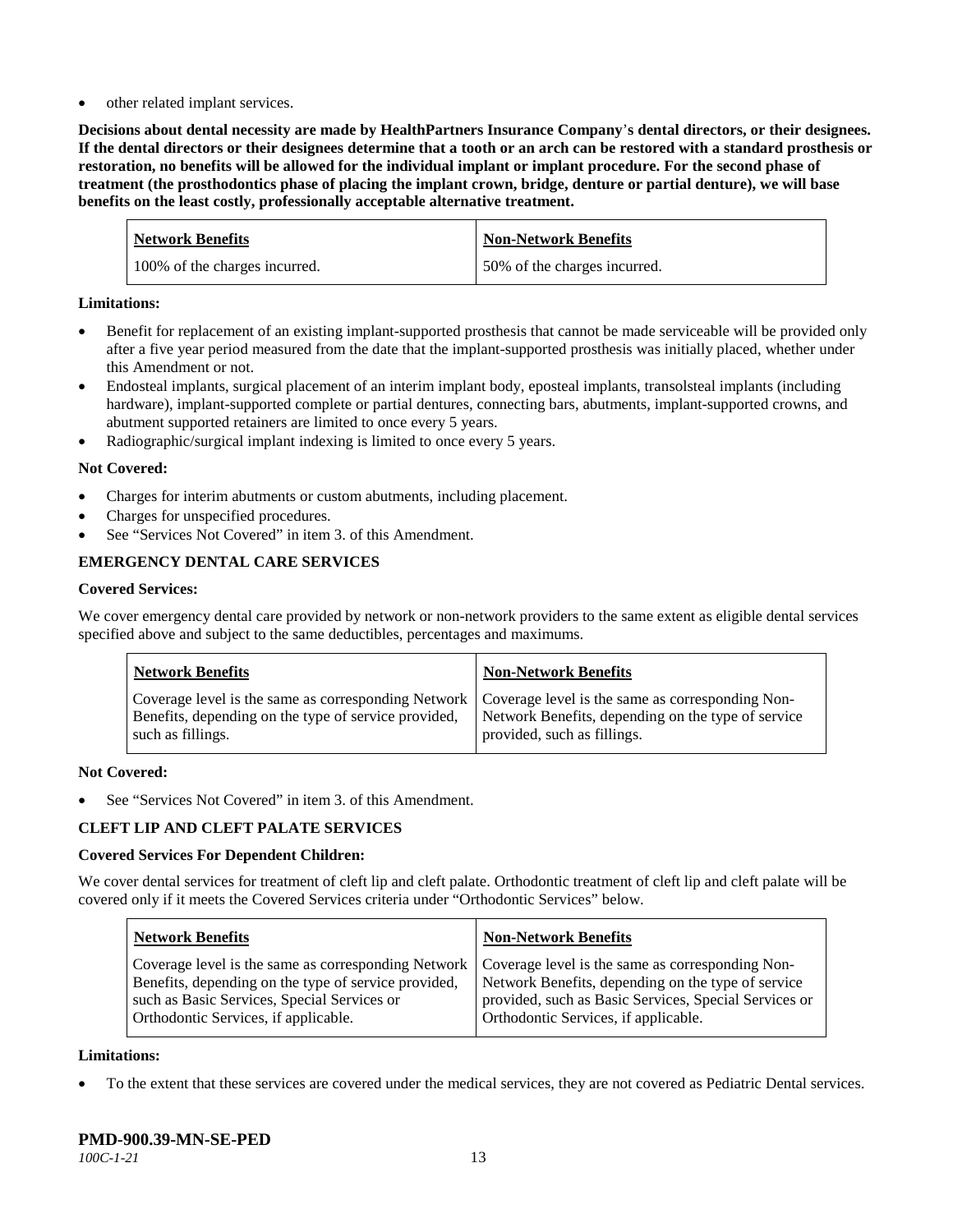- other related implant services.

**Decisions about dental necessity are made by HealthPartners Insurance Company's dental directors, or their designees. If the dental directors or their designees determine that a tooth or an arch can be restored with a standard prosthesis or restoration, no benefits will be allowed for the individual implant or implant procedure. For the second phase of treatment (the prosthodontics phase of placing the implant crown, bridge, denture or partial denture), we will base benefits on the least costly, professionally acceptable alternative treatment.**

| Network Benefits | Non-Network Benefits |
|---|---|
| 100% of the charges incurred. | 50% of the charges incurred. |

**Limitations:**

- Benefit for replacement of an existing implant-supported prosthesis that cannot be made serviceable will be provided only after a five year period measured from the date that the implant-supported prosthesis was initially placed, whether under this Amendment or not.
- Endosteal implants, surgical placement of an interim implant body, eposteal implants, transolsteal implants (including hardware), implant-supported complete or partial dentures, connecting bars, abutments, implant-supported crowns, and abutment supported retainers are limited to once every 5 years.
- Radiographic/surgical implant indexing is limited to once every 5 years.

**Not Covered:**

- Charges for interim abutments or custom abutments, including placement.
- Charges for unspecified procedures.
- See "Services Not Covered" in item 3. of this Amendment.

**EMERGENCY DENTAL CARE SERVICES**

**Covered Services:**

We cover emergency dental care provided by network or non-network providers to the same extent as eligible dental services specified above and subject to the same deductibles, percentages and maximums.

| Network Benefits | Non-Network Benefits |
|---|---|
| Coverage level is the same as corresponding Network Benefits, depending on the type of service provided, such as fillings. | Coverage level is the same as corresponding Non-Network Benefits, depending on the type of service provided, such as fillings. |

**Not Covered:**

- See "Services Not Covered" in item 3. of this Amendment.

**CLEFT LIP AND CLEFT PALATE SERVICES**

**Covered Services For Dependent Children:**

We cover dental services for treatment of cleft lip and cleft palate. Orthodontic treatment of cleft lip and cleft palate will be covered only if it meets the Covered Services criteria under "Orthodontic Services" below.

| Network Benefits | Non-Network Benefits |
|---|---|
| Coverage level is the same as corresponding Network Benefits, depending on the type of service provided, such as Basic Services, Special Services or Orthodontic Services, if applicable. | Coverage level is the same as corresponding Non-Network Benefits, depending on the type of service provided, such as Basic Services, Special Services or Orthodontic Services, if applicable. |

**Limitations:**

- To the extent that these services are covered under the medical services, they are not covered as Pediatric Dental services.

**PMD-900.39-MN-SE-PED**
*100C-1-21*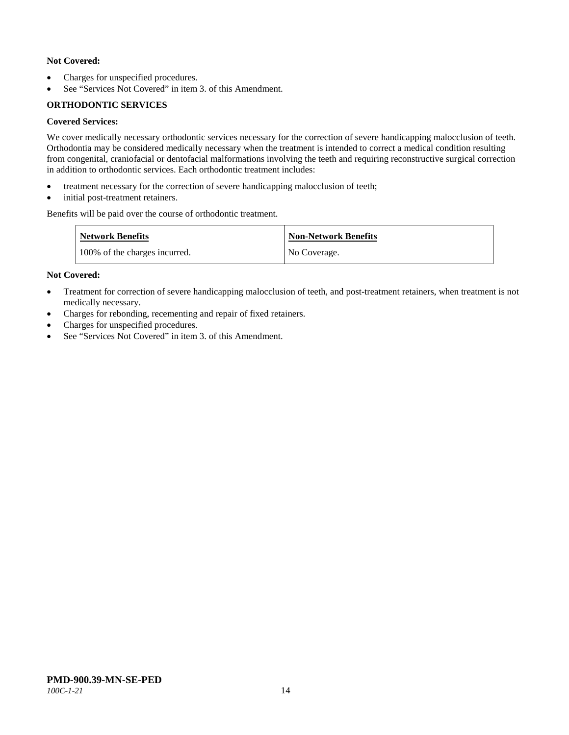**Not Covered:**

- Charges for unspecified procedures.
- See "Services Not Covered" in item 3. of this Amendment.

**ORTHODONTIC SERVICES**

**Covered Services:**

We cover medically necessary orthodontic services necessary for the correction of severe handicapping malocclusion of teeth. Orthodontia may be considered medically necessary when the treatment is intended to correct a medical condition resulting from congenital, craniofacial or dentofacial malformations involving the teeth and requiring reconstructive surgical correction in addition to orthodontic services. Each orthodontic treatment includes:

- treatment necessary for the correction of severe handicapping malocclusion of teeth;
- initial post-treatment retainers.

Benefits will be paid over the course of orthodontic treatment.

| Network Benefits | Non-Network Benefits |
|---|---|
| 100% of the charges incurred. | No Coverage. |

**Not Covered:**

- Treatment for correction of severe handicapping malocclusion of teeth, and post-treatment retainers, when treatment is not medically necessary.
- Charges for rebonding, recementing and repair of fixed retainers.
- Charges for unspecified procedures.
- See "Services Not Covered" in item 3. of this Amendment.